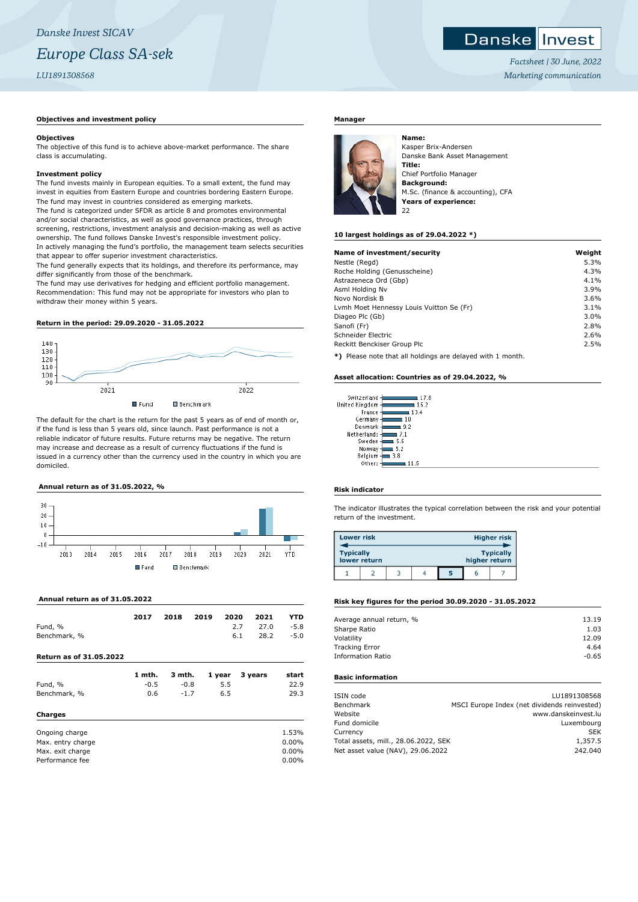Danske Invest SICAV

# Europe Class SA-sek

LU1891308568

Factsheet | 30 June, 2022

Marketing communication

## Objectives and investment policy

**Objectives**

The objective of this fund is to achieve above-market performance. The share class is accumulating.

**Investment policy**

The fund invests mainly in European equities. To a small extent, the fund may invest in equities from Eastern Europe and countries bordering Eastern Europe. The fund may invest in countries considered as emerging markets.

The fund is categorized under SFDR as article 8 and promotes environmental and/or social characteristics, as well as good governance practices, through screening, restrictions, investment analysis and decision-making as well as active ownership. The fund follows Danske Invest's responsible investment policy.

In actively managing the fund's portfolio, the management team selects securities that appear to offer superior investment characteristics.

The fund generally expects that its holdings, and therefore its performance, may differ significantly from those of the benchmark.

The fund may use derivatives for hedging and efficient portfolio management.

Recommendation: This fund may not be appropriate for investors who plan to withdraw their money within 5 years.

## Return in the period: 29.09.2020 - 31.05.2022

The default for the chart is the return for the past 5 years as of end of month or, if the fund is less than 5 years old, since launch. Past performance is not a reliable indicator of future results. Future returns may be negative. The return may increase and decrease as a result of currency fluctuations if the fund is issued in a currency other than the currency used in the country in which you are domiciled.

## Annual return as of 31.05.2022, %

## Annual return as of 31.05.2022

| | 2017 | 2018 | 2019 | 2020 | 2021 | YTD |
|---|---|---|---|---|---|---|
| Fund, % | | | | 2.7 | 27.0 | -5.8 |
| Benchmark, % | | | | 6.1 | 28.2 | -5.0 |

## Return as of 31.05.2022

| | 1 mth. | 3 mth. | 1 year | 3 years | start |
|---|---|---|---|---|---|
| Fund, % | -0.5 | -0.8 | 5.5 | | 22.9 |
| Benchmark, % | 0.6 | -1.7 | 6.5 | | 29.3 |

## Charges

| | |
|---|---|
| Ongoing charge | 1.53% |
| Max. entry charge | 0.00% |
| Max. exit charge | 0.00% |
| Performance fee | 0.00% |

## Manager

**Name:**
Kasper Brix-Andersen
Danske Bank Asset Management
**Title:**
Chief Portfolio Manager
**Background:**
M.Sc. (finance & accounting), CFA
**Years of experience:**
22

## 10 largest holdings as of 29.04.2022 *)

| Name of investment/security | Weight |
|---|---|
| Nestle (Regd) | 5.3% |
| Roche Holding (Genusscheine) | 4.3% |
| Astrazeneca Ord (Gbp) | 4.1% |
| Asml Holding Nv | 3.9% |
| Novo Nordisk B | 3.6% |
| Lvmh Moet Hennessy Louis Vuitton Se (Fr) | 3.1% |
| Diageo Plc (Gb) | 3.0% |
| Sanofi (Fr) | 2.8% |
| Schneider Electric | 2.6% |
| Reckitt Benckiser Group Plc | 2.5% |

*) Please note that all holdings are delayed with 1 month.

## Asset allocation: Countries as of 29.04.2022, %

| Country | % |
|---|---|
| Switzerland | 17.8 |
| United Kingdom | 16.2 |
| France | 13.4 |
| Germany | 10 |
| Denmark | 9.2 |
| Netherlands | 7.1 |
| Sweden | 5.6 |
| Norway | 5.2 |
| Belgium | 3.8 |
| Others | 11.6 |

## Risk indicator

The indicator illustrates the typical correlation between the risk and your potential return of the investment.

Lower risk — Higher risk
Typically lower return — Typically higher return

1 | 2 | 3 | 4 | **5** | 6 | 7

## Risk key figures for the period 30.09.2020 - 31.05.2022

| | |
|---|---|
| Average annual return, % | 13.19 |
| Sharpe Ratio | 1.03 |
| Volatility | 12.09 |
| Tracking Error | 4.64 |
| Information Ratio | -0.65 |

## Basic information

| | |
|---|---|
| ISIN code | LU1891308568 |
| Benchmark | MSCI Europe Index (net dividends reinvested) |
| Website | www.danskeinvest.lu |
| Fund domicile | Luxembourg |
| Currency | SEK |
| Total assets, mill., 28.06.2022, SEK | 1,357.5 |
| Net asset value (NAV), 29.06.2022 | 242.040 |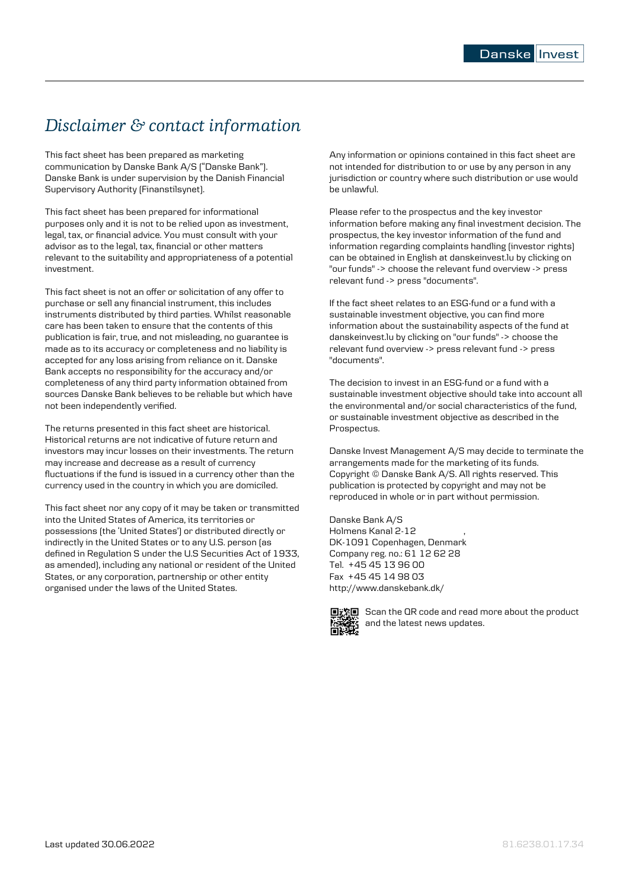# *Disclaimer & contact information*

This fact sheet has been prepared as marketing communication by Danske Bank A/S ("Danske Bank"). Danske Bank is under supervision by the Danish Financial Supervisory Authority (Finanstilsynet).

This fact sheet has been prepared for informational purposes only and it is not to be relied upon as investment, legal, tax, or financial advice. You must consult with your advisor as to the legal, tax, financial or other matters relevant to the suitability and appropriateness of a potential investment.

This fact sheet is not an offer or solicitation of any offer to purchase or sell any financial instrument, this includes instruments distributed by third parties. Whilst reasonable care has been taken to ensure that the contents of this publication is fair, true, and not misleading, no guarantee is made as to its accuracy or completeness and no liability is accepted for any loss arising from reliance on it. Danske Bank accepts no responsibility for the accuracy and/or completeness of any third party information obtained from sources Danske Bank believes to be reliable but which have not been independently verified.

The returns presented in this fact sheet are historical. Historical returns are not indicative of future return and investors may incur losses on their investments. The return may increase and decrease as a result of currency fluctuations if the fund is issued in a currency other than the currency used in the country in which you are domiciled.

This fact sheet nor any copy of it may be taken or transmitted into the United States of America, its territories or possessions (the 'United States') or distributed directly or indirectly in the United States or to any U.S. person (as defined in Regulation S under the U.S Securities Act of 1933, as amended), including any national or resident of the United States, or any corporation, partnership or other entity organised under the laws of the United States.

Any information or opinions contained in this fact sheet are not intended for distribution to or use by any person in any jurisdiction or country where such distribution or use would be unlawful.

Please refer to the prospectus and the key investor information before making any final investment decision. The prospectus, the key investor information of the fund and information regarding complaints handling (investor rights) can be obtained in English at danskeinvest.lu by clicking on "our funds" -> choose the relevant fund overview -> press relevant fund -> press "documents".

If the fact sheet relates to an ESG-fund or a fund with a sustainable investment objective, you can find more information about the sustainability aspects of the fund at danskeinvest.lu by clicking on "our funds" -> choose the relevant fund overview -> press relevant fund -> press "documents".

The decision to invest in an ESG-fund or a fund with a sustainable investment objective should take into account all the environmental and/or social characteristics of the fund, or sustainable investment objective as described in the Prospectus.

Danske Invest Management A/S may decide to terminate the arrangements made for the marketing of its funds. Copyright © Danske Bank A/S. All rights reserved. This publication is protected by copyright and may not be reproduced in whole or in part without permission.

Danske Bank A/S
Holmens Kanal 2-12
DK-1091 Copenhagen, Denmark
Company reg. no.: 61 12 62 28
Tel. +45 45 13 96 00
Fax +45 45 14 98 03
http://www.danskebank.dk/

Scan the QR code and read more about the product and the latest news updates.

Last updated 30.06.2022

81.6238.01.17.34